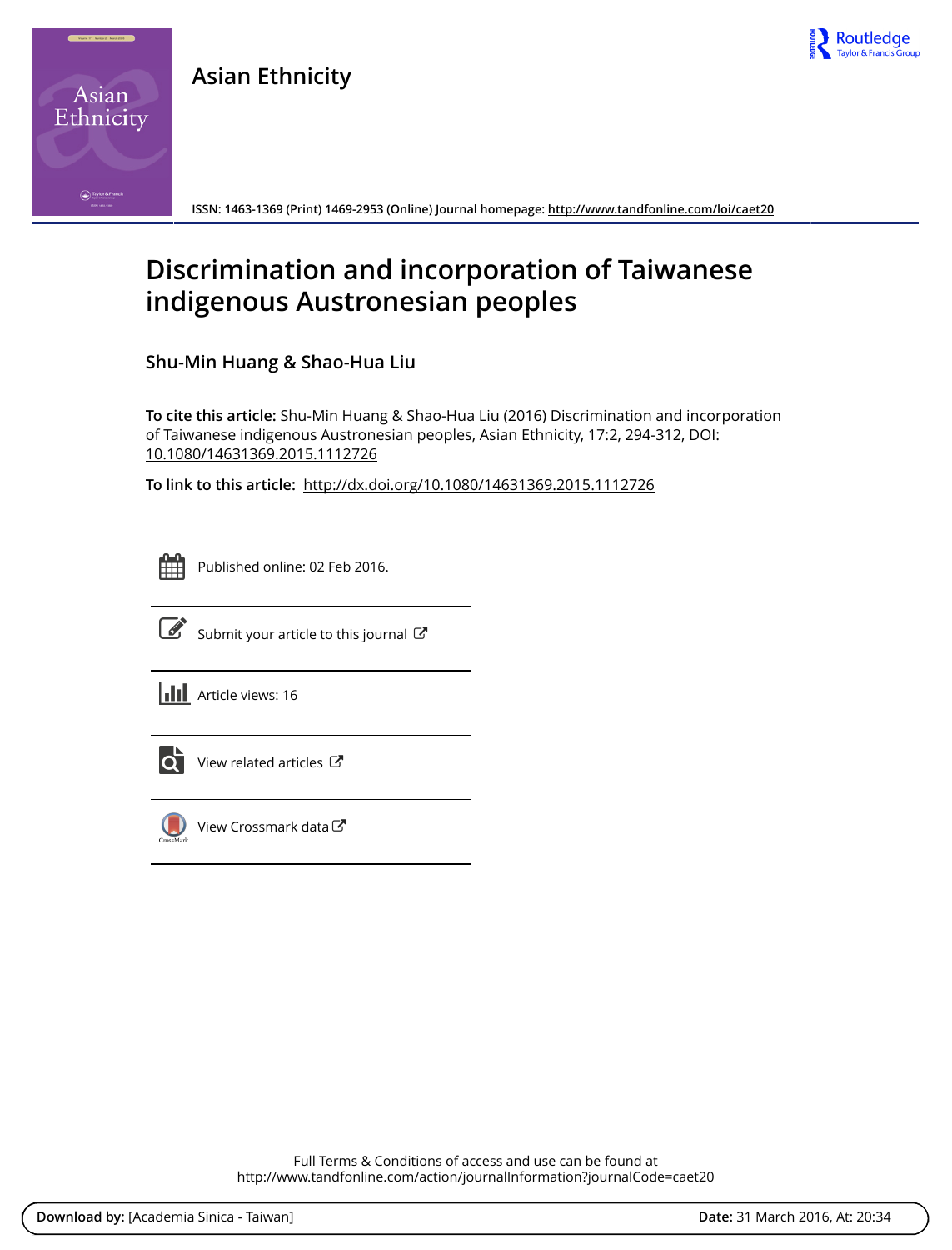Asian Ethnicity

ISSN: 1463-1369 (Print) 1469-2953 (Online) Journal homepage: http://www.tandfonline.com/loi/caet20

# Discrimination and incorporation of Taiwanese indigenous Austronesian peoples

**Shu-Min Huang & Shao-Hua Liu**

**To cite this article:** Shu-Min Huang & Shao-Hua Liu (2016) Discrimination and incorporation of Taiwanese indigenous Austronesian peoples, Asian Ethnicity, 17:2, 294-312, DOI: 10.1080/14631369.2015.1112726

**To link to this article:** http://dx.doi.org/10.1080/14631369.2015.1112726

Published online: 02 Feb 2016.

Submit your article to this journal

Article views: 16

View related articles

View Crossmark data

Full Terms & Conditions of access and use can be found at
http://www.tandfonline.com/action/journalInformation?journalCode=caet20

**Download by:** [Academia Sinica - Taiwan] **Date:** 31 March 2016, At: 20:34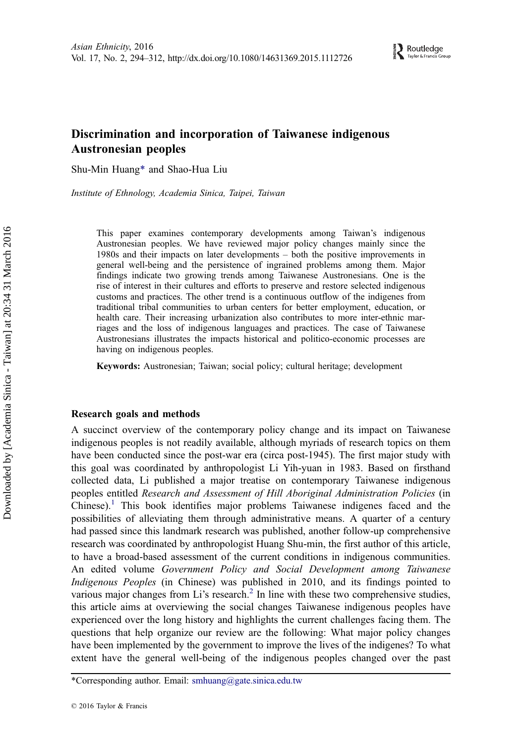# Discrimination and incorporation of Taiwanese indigenous Austronesian peoples

Shu-Min Huang* and Shao-Hua Liu

*Institute of Ethnology, Academia Sinica, Taipei, Taiwan*

This paper examines contemporary developments among Taiwan's indigenous Austronesian peoples. We have reviewed major policy changes mainly since the 1980s and their impacts on later developments – both the positive improvements in general well-being and the persistence of ingrained problems among them. Major findings indicate two growing trends among Taiwanese Austronesians. One is the rise of interest in their cultures and efforts to preserve and restore selected indigenous customs and practices. The other trend is a continuous outflow of the indigenes from traditional tribal communities to urban centers for better employment, education, or health care. Their increasing urbanization also contributes to more inter-ethnic marriages and the loss of indigenous languages and practices. The case of Taiwanese Austronesians illustrates the impacts historical and politico-economic processes are having on indigenous peoples.

**Keywords:** Austronesian; Taiwan; social policy; cultural heritage; development

## Research goals and methods

A succinct overview of the contemporary policy change and its impact on Taiwanese indigenous peoples is not readily available, although myriads of research topics on them have been conducted since the post-war era (circa post-1945). The first major study with this goal was coordinated by anthropologist Li Yih-yuan in 1983. Based on firsthand collected data, Li published a major treatise on contemporary Taiwanese indigenous peoples entitled *Research and Assessment of Hill Aboriginal Administration Policies* (in Chinese).[1] This book identifies major problems Taiwanese indigenes faced and the possibilities of alleviating them through administrative means. A quarter of a century had passed since this landmark research was published, another follow-up comprehensive research was coordinated by anthropologist Huang Shu-min, the first author of this article, to have a broad-based assessment of the current conditions in indigenous communities. An edited volume *Government Policy and Social Development among Taiwanese Indigenous Peoples* (in Chinese) was published in 2010, and its findings pointed to various major changes from Li's research.[2] In line with these two comprehensive studies, this article aims at overviewing the social changes Taiwanese indigenous peoples have experienced over the long history and highlights the current challenges facing them. The questions that help organize our review are the following: What major policy changes have been implemented by the government to improve the lives of the indigenes? To what extent have the general well-being of the indigenous peoples changed over the past

*Corresponding author. Email: smhuang@gate.sinica.edu.tw

© 2016 Taylor & Francis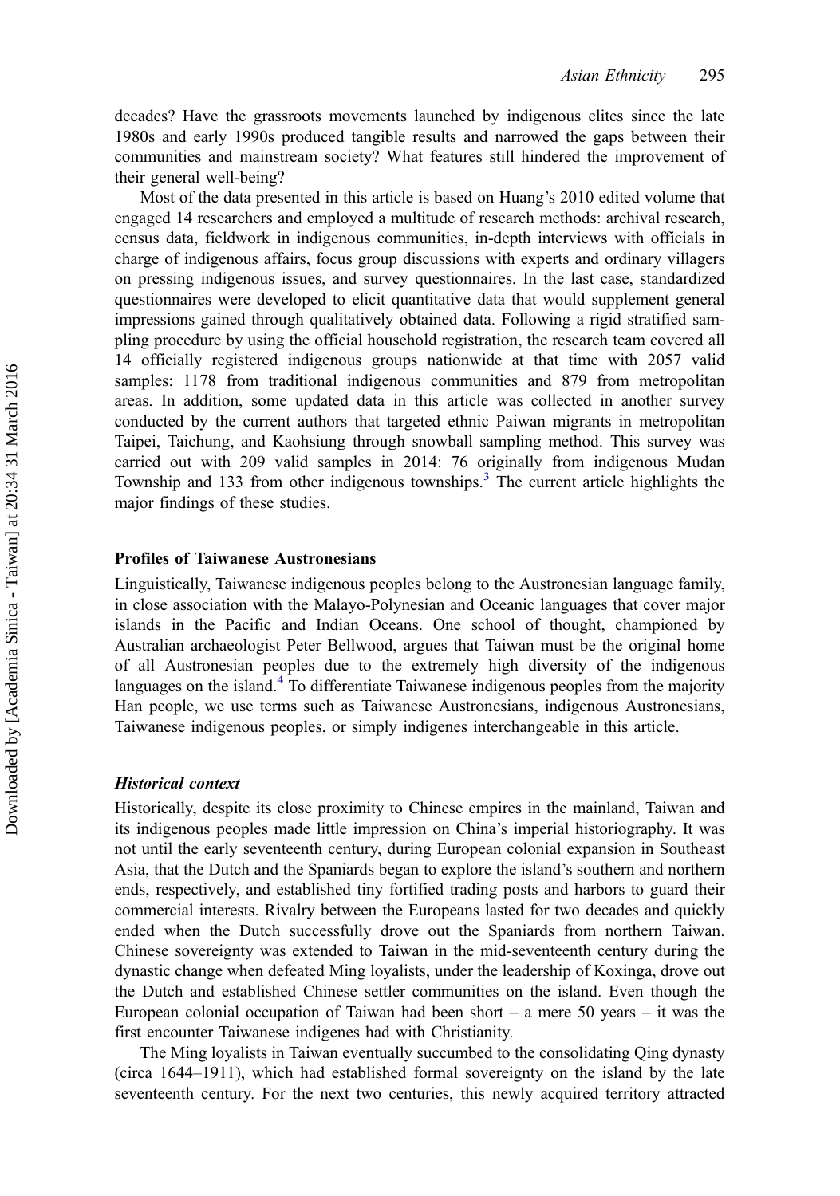decades? Have the grassroots movements launched by indigenous elites since the late 1980s and early 1990s produced tangible results and narrowed the gaps between their communities and mainstream society? What features still hindered the improvement of their general well-being?

Most of the data presented in this article is based on Huang's 2010 edited volume that engaged 14 researchers and employed a multitude of research methods: archival research, census data, fieldwork in indigenous communities, in-depth interviews with officials in charge of indigenous affairs, focus group discussions with experts and ordinary villagers on pressing indigenous issues, and survey questionnaires. In the last case, standardized questionnaires were developed to elicit quantitative data that would supplement general impressions gained through qualitatively obtained data. Following a rigid stratified sampling procedure by using the official household registration, the research team covered all 14 officially registered indigenous groups nationwide at that time with 2057 valid samples: 1178 from traditional indigenous communities and 879 from metropolitan areas. In addition, some updated data in this article was collected in another survey conducted by the current authors that targeted ethnic Paiwan migrants in metropolitan Taipei, Taichung, and Kaohsiung through snowball sampling method. This survey was carried out with 209 valid samples in 2014: 76 originally from indigenous Mudan Township and 133 from other indigenous townships.[3] The current article highlights the major findings of these studies.

## Profiles of Taiwanese Austronesians

Linguistically, Taiwanese indigenous peoples belong to the Austronesian language family, in close association with the Malayo-Polynesian and Oceanic languages that cover major islands in the Pacific and Indian Oceans. One school of thought, championed by Australian archaeologist Peter Bellwood, argues that Taiwan must be the original home of all Austronesian peoples due to the extremely high diversity of the indigenous languages on the island.[4] To differentiate Taiwanese indigenous peoples from the majority Han people, we use terms such as Taiwanese Austronesians, indigenous Austronesians, Taiwanese indigenous peoples, or simply indigenes interchangeable in this article.

### *Historical context*

Historically, despite its close proximity to Chinese empires in the mainland, Taiwan and its indigenous peoples made little impression on China's imperial historiography. It was not until the early seventeenth century, during European colonial expansion in Southeast Asia, that the Dutch and the Spaniards began to explore the island's southern and northern ends, respectively, and established tiny fortified trading posts and harbors to guard their commercial interests. Rivalry between the Europeans lasted for two decades and quickly ended when the Dutch successfully drove out the Spaniards from northern Taiwan. Chinese sovereignty was extended to Taiwan in the mid-seventeenth century during the dynastic change when defeated Ming loyalists, under the leadership of Koxinga, drove out the Dutch and established Chinese settler communities on the island. Even though the European colonial occupation of Taiwan had been short – a mere 50 years – it was the first encounter Taiwanese indigenes had with Christianity.

The Ming loyalists in Taiwan eventually succumbed to the consolidating Qing dynasty (circa 1644–1911), which had established formal sovereignty on the island by the late seventeenth century. For the next two centuries, this newly acquired territory attracted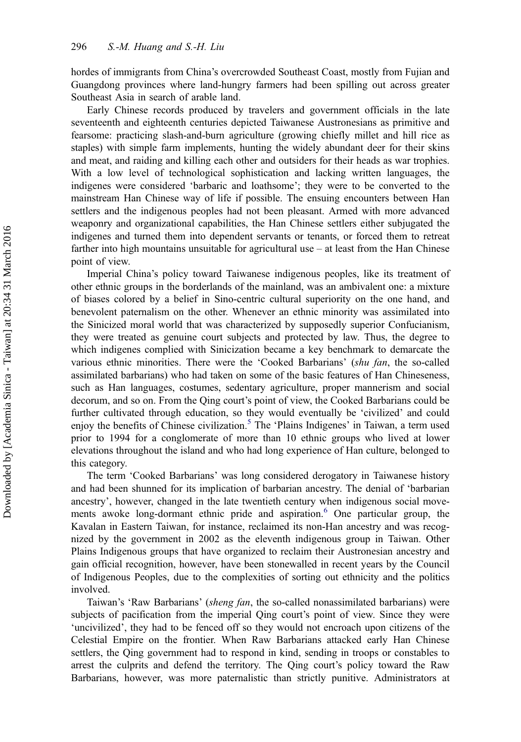hordes of immigrants from China's overcrowded Southeast Coast, mostly from Fujian and Guangdong provinces where land-hungry farmers had been spilling out across greater Southeast Asia in search of arable land.

Early Chinese records produced by travelers and government officials in the late seventeenth and eighteenth centuries depicted Taiwanese Austronesians as primitive and fearsome: practicing slash-and-burn agriculture (growing chiefly millet and hill rice as staples) with simple farm implements, hunting the widely abundant deer for their skins and meat, and raiding and killing each other and outsiders for their heads as war trophies. With a low level of technological sophistication and lacking written languages, the indigenes were considered 'barbaric and loathsome'; they were to be converted to the mainstream Han Chinese way of life if possible. The ensuing encounters between Han settlers and the indigenous peoples had not been pleasant. Armed with more advanced weaponry and organizational capabilities, the Han Chinese settlers either subjugated the indigenes and turned them into dependent servants or tenants, or forced them to retreat farther into high mountains unsuitable for agricultural use – at least from the Han Chinese point of view.

Imperial China's policy toward Taiwanese indigenous peoples, like its treatment of other ethnic groups in the borderlands of the mainland, was an ambivalent one: a mixture of biases colored by a belief in Sino-centric cultural superiority on the one hand, and benevolent paternalism on the other. Whenever an ethnic minority was assimilated into the Sinicized moral world that was characterized by supposedly superior Confucianism, they were treated as genuine court subjects and protected by law. Thus, the degree to which indigenes complied with Sinicization became a key benchmark to demarcate the various ethnic minorities. There were the 'Cooked Barbarians' (*shu fan*, the so-called assimilated barbarians) who had taken on some of the basic features of Han Chineseness, such as Han languages, costumes, sedentary agriculture, proper mannerism and social decorum, and so on. From the Qing court's point of view, the Cooked Barbarians could be further cultivated through education, so they would eventually be 'civilized' and could enjoy the benefits of Chinese civilization.[5] The 'Plains Indigenes' in Taiwan, a term used prior to 1994 for a conglomerate of more than 10 ethnic groups who lived at lower elevations throughout the island and who had long experience of Han culture, belonged to this category.

The term 'Cooked Barbarians' was long considered derogatory in Taiwanese history and had been shunned for its implication of barbarian ancestry. The denial of 'barbarian ancestry', however, changed in the late twentieth century when indigenous social movements awoke long-dormant ethnic pride and aspiration.[6] One particular group, the Kavalan in Eastern Taiwan, for instance, reclaimed its non-Han ancestry and was recognized by the government in 2002 as the eleventh indigenous group in Taiwan. Other Plains Indigenous groups that have organized to reclaim their Austronesian ancestry and gain official recognition, however, have been stonewalled in recent years by the Council of Indigenous Peoples, due to the complexities of sorting out ethnicity and the politics involved.

Taiwan's 'Raw Barbarians' (*sheng fan*, the so-called nonassimilated barbarians) were subjects of pacification from the imperial Qing court's point of view. Since they were 'uncivilized', they had to be fenced off so they would not encroach upon citizens of the Celestial Empire on the frontier. When Raw Barbarians attacked early Han Chinese settlers, the Qing government had to respond in kind, sending in troops or constables to arrest the culprits and defend the territory. The Qing court's policy toward the Raw Barbarians, however, was more paternalistic than strictly punitive. Administrators at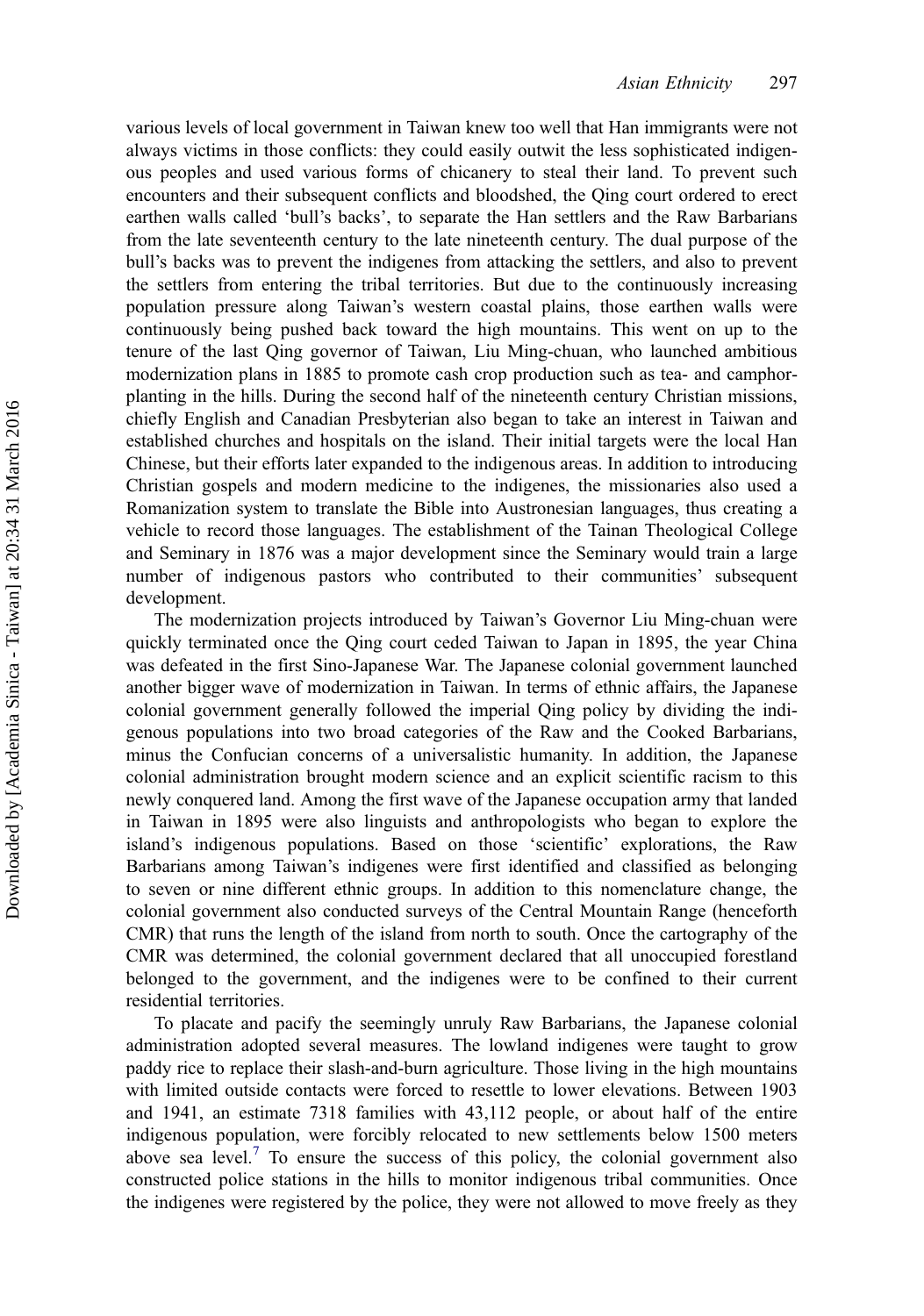various levels of local government in Taiwan knew too well that Han immigrants were not always victims in those conflicts: they could easily outwit the less sophisticated indigenous peoples and used various forms of chicanery to steal their land. To prevent such encounters and their subsequent conflicts and bloodshed, the Qing court ordered to erect earthen walls called 'bull's backs', to separate the Han settlers and the Raw Barbarians from the late seventeenth century to the late nineteenth century. The dual purpose of the bull's backs was to prevent the indigenes from attacking the settlers, and also to prevent the settlers from entering the tribal territories. But due to the continuously increasing population pressure along Taiwan's western coastal plains, those earthen walls were continuously being pushed back toward the high mountains. This went on up to the tenure of the last Qing governor of Taiwan, Liu Ming-chuan, who launched ambitious modernization plans in 1885 to promote cash crop production such as tea- and camphor-planting in the hills. During the second half of the nineteenth century Christian missions, chiefly English and Canadian Presbyterian also began to take an interest in Taiwan and established churches and hospitals on the island. Their initial targets were the local Han Chinese, but their efforts later expanded to the indigenous areas. In addition to introducing Christian gospels and modern medicine to the indigenes, the missionaries also used a Romanization system to translate the Bible into Austronesian languages, thus creating a vehicle to record those languages. The establishment of the Tainan Theological College and Seminary in 1876 was a major development since the Seminary would train a large number of indigenous pastors who contributed to their communities' subsequent development.

The modernization projects introduced by Taiwan's Governor Liu Ming-chuan were quickly terminated once the Qing court ceded Taiwan to Japan in 1895, the year China was defeated in the first Sino-Japanese War. The Japanese colonial government launched another bigger wave of modernization in Taiwan. In terms of ethnic affairs, the Japanese colonial government generally followed the imperial Qing policy by dividing the indigenous populations into two broad categories of the Raw and the Cooked Barbarians, minus the Confucian concerns of a universalistic humanity. In addition, the Japanese colonial administration brought modern science and an explicit scientific racism to this newly conquered land. Among the first wave of the Japanese occupation army that landed in Taiwan in 1895 were also linguists and anthropologists who began to explore the island's indigenous populations. Based on those 'scientific' explorations, the Raw Barbarians among Taiwan's indigenes were first identified and classified as belonging to seven or nine different ethnic groups. In addition to this nomenclature change, the colonial government also conducted surveys of the Central Mountain Range (henceforth CMR) that runs the length of the island from north to south. Once the cartography of the CMR was determined, the colonial government declared that all unoccupied forestland belonged to the government, and the indigenes were to be confined to their current residential territories.

To placate and pacify the seemingly unruly Raw Barbarians, the Japanese colonial administration adopted several measures. The lowland indigenes were taught to grow paddy rice to replace their slash-and-burn agriculture. Those living in the high mountains with limited outside contacts were forced to resettle to lower elevations. Between 1903 and 1941, an estimate 7318 families with 43,112 people, or about half of the entire indigenous population, were forcibly relocated to new settlements below 1500 meters above sea level.[7] To ensure the success of this policy, the colonial government also constructed police stations in the hills to monitor indigenous tribal communities. Once the indigenes were registered by the police, they were not allowed to move freely as they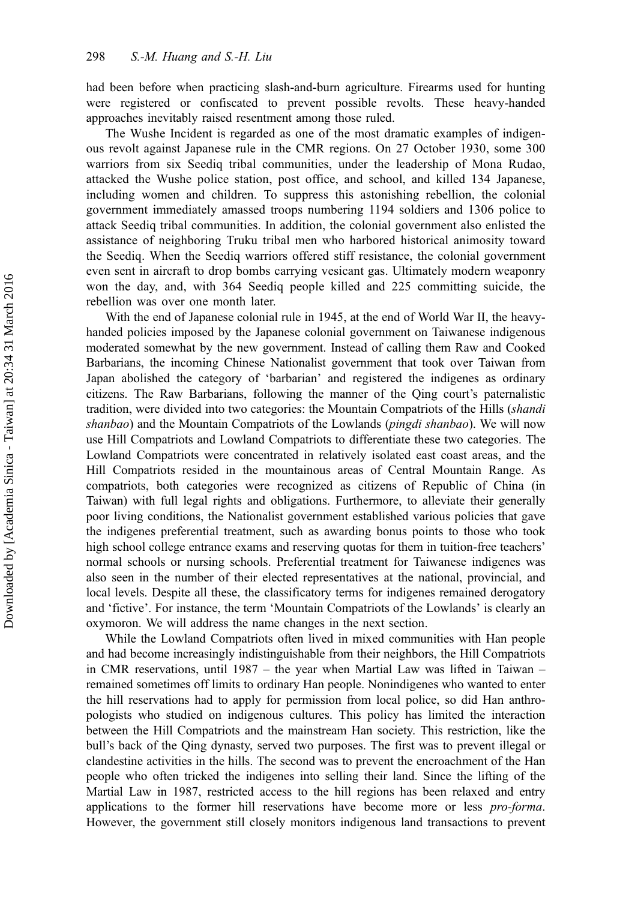had been before when practicing slash-and-burn agriculture. Firearms used for hunting were registered or confiscated to prevent possible revolts. These heavy-handed approaches inevitably raised resentment among those ruled.

The Wushe Incident is regarded as one of the most dramatic examples of indigenous revolt against Japanese rule in the CMR regions. On 27 October 1930, some 300 warriors from six Seediq tribal communities, under the leadership of Mona Rudao, attacked the Wushe police station, post office, and school, and killed 134 Japanese, including women and children. To suppress this astonishing rebellion, the colonial government immediately amassed troops numbering 1194 soldiers and 1306 police to attack Seediq tribal communities. In addition, the colonial government also enlisted the assistance of neighboring Truku tribal men who harbored historical animosity toward the Seediq. When the Seediq warriors offered stiff resistance, the colonial government even sent in aircraft to drop bombs carrying vesicant gas. Ultimately modern weaponry won the day, and, with 364 Seediq people killed and 225 committing suicide, the rebellion was over one month later.

With the end of Japanese colonial rule in 1945, at the end of World War II, the heavy-handed policies imposed by the Japanese colonial government on Taiwanese indigenous moderated somewhat by the new government. Instead of calling them Raw and Cooked Barbarians, the incoming Chinese Nationalist government that took over Taiwan from Japan abolished the category of 'barbarian' and registered the indigenes as ordinary citizens. The Raw Barbarians, following the manner of the Qing court's paternalistic tradition, were divided into two categories: the Mountain Compatriots of the Hills (*shandi shanbao*) and the Mountain Compatriots of the Lowlands (*pingdi shanbao*). We will now use Hill Compatriots and Lowland Compatriots to differentiate these two categories. The Lowland Compatriots were concentrated in relatively isolated east coast areas, and the Hill Compatriots resided in the mountainous areas of Central Mountain Range. As compatriots, both categories were recognized as citizens of Republic of China (in Taiwan) with full legal rights and obligations. Furthermore, to alleviate their generally poor living conditions, the Nationalist government established various policies that gave the indigenes preferential treatment, such as awarding bonus points to those who took high school college entrance exams and reserving quotas for them in tuition-free teachers' normal schools or nursing schools. Preferential treatment for Taiwanese indigenes was also seen in the number of their elected representatives at the national, provincial, and local levels. Despite all these, the classificatory terms for indigenes remained derogatory and 'fictive'. For instance, the term 'Mountain Compatriots of the Lowlands' is clearly an oxymoron. We will address the name changes in the next section.

While the Lowland Compatriots often lived in mixed communities with Han people and had become increasingly indistinguishable from their neighbors, the Hill Compatriots in CMR reservations, until 1987 – the year when Martial Law was lifted in Taiwan – remained sometimes off limits to ordinary Han people. Nonindigenes who wanted to enter the hill reservations had to apply for permission from local police, so did Han anthropologists who studied on indigenous cultures. This policy has limited the interaction between the Hill Compatriots and the mainstream Han society. This restriction, like the bull's back of the Qing dynasty, served two purposes. The first was to prevent illegal or clandestine activities in the hills. The second was to prevent the encroachment of the Han people who often tricked the indigenes into selling their land. Since the lifting of the Martial Law in 1987, restricted access to the hill regions has been relaxed and entry applications to the former hill reservations have become more or less *pro-forma*. However, the government still closely monitors indigenous land transactions to prevent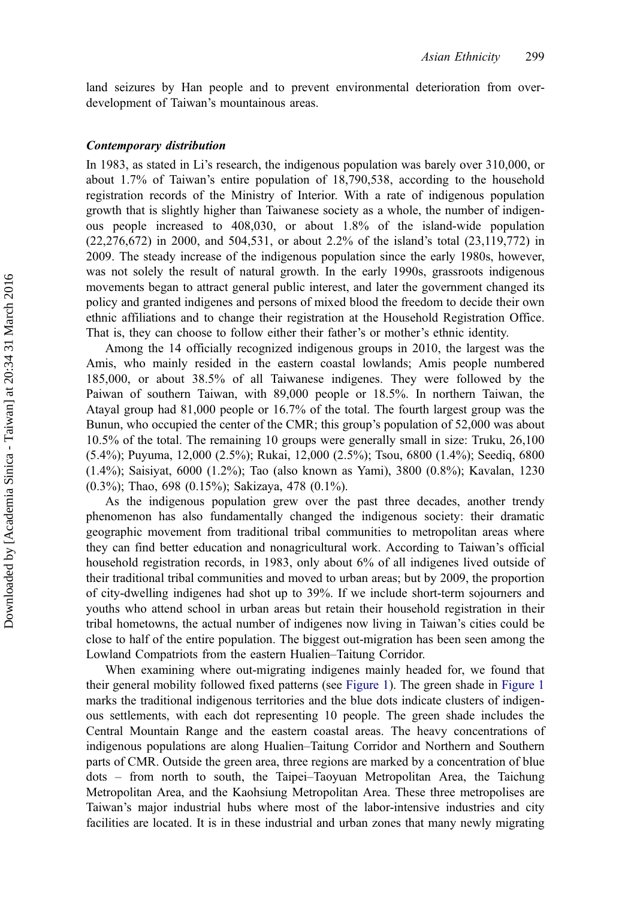land seizures by Han people and to prevent environmental deterioration from over-development of Taiwan's mountainous areas.

### *Contemporary distribution*

In 1983, as stated in Li's research, the indigenous population was barely over 310,000, or about 1.7% of Taiwan's entire population of 18,790,538, according to the household registration records of the Ministry of Interior. With a rate of indigenous population growth that is slightly higher than Taiwanese society as a whole, the number of indigenous people increased to 408,030, or about 1.8% of the island-wide population (22,276,672) in 2000, and 504,531, or about 2.2% of the island's total (23,119,772) in 2009. The steady increase of the indigenous population since the early 1980s, however, was not solely the result of natural growth. In the early 1990s, grassroots indigenous movements began to attract general public interest, and later the government changed its policy and granted indigenes and persons of mixed blood the freedom to decide their own ethnic affiliations and to change their registration at the Household Registration Office. That is, they can choose to follow either their father's or mother's ethnic identity.

Among the 14 officially recognized indigenous groups in 2010, the largest was the Amis, who mainly resided in the eastern coastal lowlands; Amis people numbered 185,000, or about 38.5% of all Taiwanese indigenes. They were followed by the Paiwan of southern Taiwan, with 89,000 people or 18.5%. In northern Taiwan, the Atayal group had 81,000 people or 16.7% of the total. The fourth largest group was the Bunun, who occupied the center of the CMR; this group's population of 52,000 was about 10.5% of the total. The remaining 10 groups were generally small in size: Truku, 26,100 (5.4%); Puyuma, 12,000 (2.5%); Rukai, 12,000 (2.5%); Tsou, 6800 (1.4%); Seediq, 6800 (1.4%); Saisiyat, 6000 (1.2%); Tao (also known as Yami), 3800 (0.8%); Kavalan, 1230 (0.3%); Thao, 698 (0.15%); Sakizaya, 478 (0.1%).

As the indigenous population grew over the past three decades, another trendy phenomenon has also fundamentally changed the indigenous society: their dramatic geographic movement from traditional tribal communities to metropolitan areas where they can find better education and nonagricultural work. According to Taiwan's official household registration records, in 1983, only about 6% of all indigenes lived outside of their traditional tribal communities and moved to urban areas; but by 2009, the proportion of city-dwelling indigenes had shot up to 39%. If we include short-term sojourners and youths who attend school in urban areas but retain their household registration in their tribal hometowns, the actual number of indigenes now living in Taiwan's cities could be close to half of the entire population. The biggest out-migration has been seen among the Lowland Compatriots from the eastern Hualien–Taitung Corridor.

When examining where out-migrating indigenes mainly headed for, we found that their general mobility followed fixed patterns (see Figure 1). The green shade in Figure 1 marks the traditional indigenous territories and the blue dots indicate clusters of indigenous settlements, with each dot representing 10 people. The green shade includes the Central Mountain Range and the eastern coastal areas. The heavy concentrations of indigenous populations are along Hualien–Taitung Corridor and Northern and Southern parts of CMR. Outside the green area, three regions are marked by a concentration of blue dots – from north to south, the Taipei–Taoyuan Metropolitan Area, the Taichung Metropolitan Area, and the Kaohsiung Metropolitan Area. These three metropolises are Taiwan's major industrial hubs where most of the labor-intensive industries and city facilities are located. It is in these industrial and urban zones that many newly migrating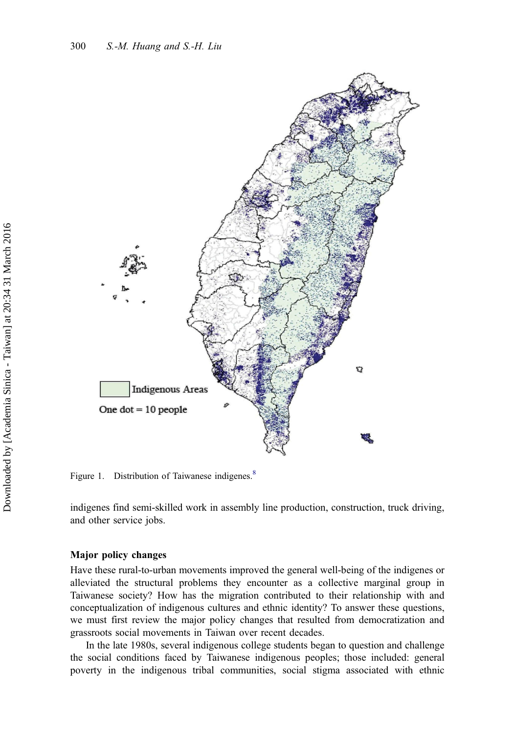Figure 1. Distribution of Taiwanese indigenes.[8]

indigenes find semi-skilled work in assembly line production, construction, truck driving, and other service jobs.

### Major policy changes

Have these rural-to-urban movements improved the general well-being of the indigenes or alleviated the structural problems they encounter as a collective marginal group in Taiwanese society? How has the migration contributed to their relationship with and conceptualization of indigenous cultures and ethnic identity? To answer these questions, we must first review the major policy changes that resulted from democratization and grassroots social movements in Taiwan over recent decades.

In the late 1980s, several indigenous college students began to question and challenge the social conditions faced by Taiwanese indigenous peoples; those included: general poverty in the indigenous tribal communities, social stigma associated with ethnic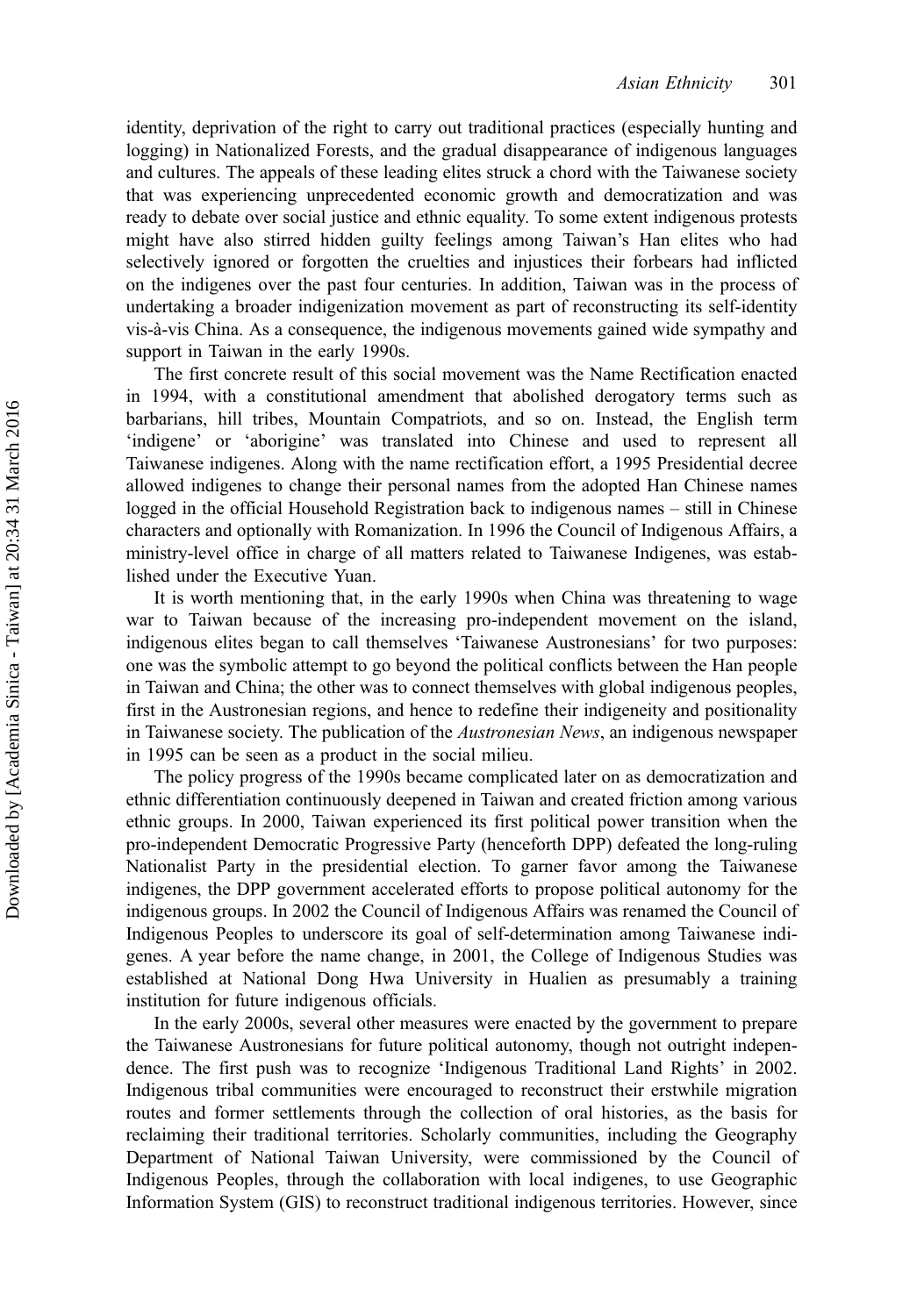identity, deprivation of the right to carry out traditional practices (especially hunting and logging) in Nationalized Forests, and the gradual disappearance of indigenous languages and cultures. The appeals of these leading elites struck a chord with the Taiwanese society that was experiencing unprecedented economic growth and democratization and was ready to debate over social justice and ethnic equality. To some extent indigenous protests might have also stirred hidden guilty feelings among Taiwan's Han elites who had selectively ignored or forgotten the cruelties and injustices their forbears had inflicted on the indigenes over the past four centuries. In addition, Taiwan was in the process of undertaking a broader indigenization movement as part of reconstructing its self-identity vis-à-vis China. As a consequence, the indigenous movements gained wide sympathy and support in Taiwan in the early 1990s.

The first concrete result of this social movement was the Name Rectification enacted in 1994, with a constitutional amendment that abolished derogatory terms such as barbarians, hill tribes, Mountain Compatriots, and so on. Instead, the English term 'indigene' or 'aborigine' was translated into Chinese and used to represent all Taiwanese indigenes. Along with the name rectification effort, a 1995 Presidential decree allowed indigenes to change their personal names from the adopted Han Chinese names logged in the official Household Registration back to indigenous names – still in Chinese characters and optionally with Romanization. In 1996 the Council of Indigenous Affairs, a ministry-level office in charge of all matters related to Taiwanese Indigenes, was established under the Executive Yuan.

It is worth mentioning that, in the early 1990s when China was threatening to wage war to Taiwan because of the increasing pro-independent movement on the island, indigenous elites began to call themselves 'Taiwanese Austronesians' for two purposes: one was the symbolic attempt to go beyond the political conflicts between the Han people in Taiwan and China; the other was to connect themselves with global indigenous peoples, first in the Austronesian regions, and hence to redefine their indigeneity and positionality in Taiwanese society. The publication of the *Austronesian News*, an indigenous newspaper in 1995 can be seen as a product in the social milieu.

The policy progress of the 1990s became complicated later on as democratization and ethnic differentiation continuously deepened in Taiwan and created friction among various ethnic groups. In 2000, Taiwan experienced its first political power transition when the pro-independent Democratic Progressive Party (henceforth DPP) defeated the long-ruling Nationalist Party in the presidential election. To garner favor among the Taiwanese indigenes, the DPP government accelerated efforts to propose political autonomy for the indigenous groups. In 2002 the Council of Indigenous Affairs was renamed the Council of Indigenous Peoples to underscore its goal of self-determination among Taiwanese indigenes. A year before the name change, in 2001, the College of Indigenous Studies was established at National Dong Hwa University in Hualien as presumably a training institution for future indigenous officials.

In the early 2000s, several other measures were enacted by the government to prepare the Taiwanese Austronesians for future political autonomy, though not outright independence. The first push was to recognize 'Indigenous Traditional Land Rights' in 2002. Indigenous tribal communities were encouraged to reconstruct their erstwhile migration routes and former settlements through the collection of oral histories, as the basis for reclaiming their traditional territories. Scholarly communities, including the Geography Department of National Taiwan University, were commissioned by the Council of Indigenous Peoples, through the collaboration with local indigenes, to use Geographic Information System (GIS) to reconstruct traditional indigenous territories. However, since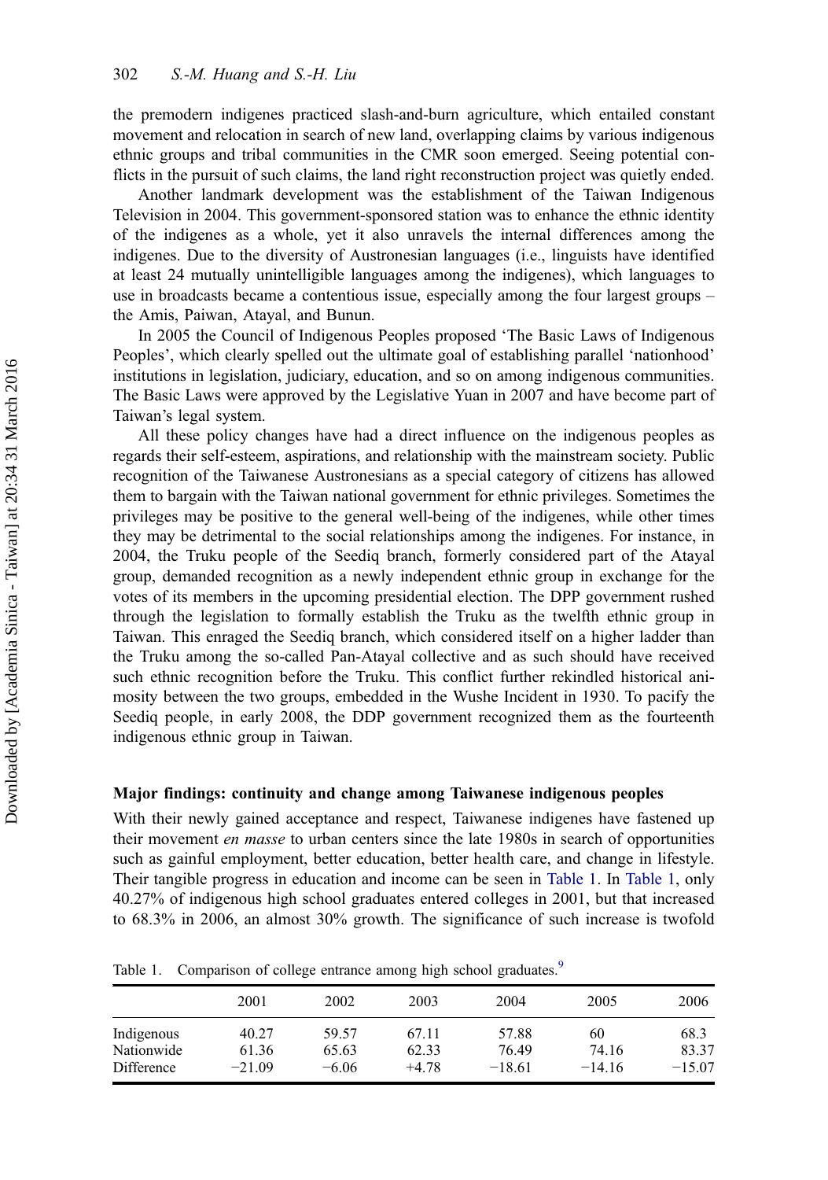the premodern indigenes practiced slash-and-burn agriculture, which entailed constant movement and relocation in search of new land, overlapping claims by various indigenous ethnic groups and tribal communities in the CMR soon emerged. Seeing potential conflicts in the pursuit of such claims, the land right reconstruction project was quietly ended.

Another landmark development was the establishment of the Taiwan Indigenous Television in 2004. This government-sponsored station was to enhance the ethnic identity of the indigenes as a whole, yet it also unravels the internal differences among the indigenes. Due to the diversity of Austronesian languages (i.e., linguists have identified at least 24 mutually unintelligible languages among the indigenes), which languages to use in broadcasts became a contentious issue, especially among the four largest groups – the Amis, Paiwan, Atayal, and Bunun.

In 2005 the Council of Indigenous Peoples proposed 'The Basic Laws of Indigenous Peoples', which clearly spelled out the ultimate goal of establishing parallel 'nationhood' institutions in legislation, judiciary, education, and so on among indigenous communities. The Basic Laws were approved by the Legislative Yuan in 2007 and have become part of Taiwan's legal system.

All these policy changes have had a direct influence on the indigenous peoples as regards their self-esteem, aspirations, and relationship with the mainstream society. Public recognition of the Taiwanese Austronesians as a special category of citizens has allowed them to bargain with the Taiwan national government for ethnic privileges. Sometimes the privileges may be positive to the general well-being of the indigenes, while other times they may be detrimental to the social relationships among the indigenes. For instance, in 2004, the Truku people of the Seediq branch, formerly considered part of the Atayal group, demanded recognition as a newly independent ethnic group in exchange for the votes of its members in the upcoming presidential election. The DPP government rushed through the legislation to formally establish the Truku as the twelfth ethnic group in Taiwan. This enraged the Seediq branch, which considered itself on a higher ladder than the Truku among the so-called Pan-Atayal collective and as such should have received such ethnic recognition before the Truku. This conflict further rekindled historical animosity between the two groups, embedded in the Wushe Incident in 1930. To pacify the Seediq people, in early 2008, the DDP government recognized them as the fourteenth indigenous ethnic group in Taiwan.

### Major findings: continuity and change among Taiwanese indigenous peoples

With their newly gained acceptance and respect, Taiwanese indigenes have fastened up their movement *en masse* to urban centers since the late 1980s in search of opportunities such as gainful employment, better education, better health care, and change in lifestyle. Their tangible progress in education and income can be seen in Table 1. In Table 1, only 40.27% of indigenous high school graduates entered colleges in 2001, but that increased to 68.3% in 2006, an almost 30% growth. The significance of such increase is twofold

Table 1. Comparison of college entrance among high school graduates.[9]

| | 2001 | 2002 | 2003 | 2004 | 2005 | 2006 |
|---|---|---|---|---|---|---|
| Indigenous | 40.27 | 59.57 | 67.11 | 57.88 | 60 | 68.3 |
| Nationwide | 61.36 | 65.63 | 62.33 | 76.49 | 74.16 | 83.37 |
| Difference | −21.09 | −6.06 | +4.78 | −18.61 | −14.16 | −15.07 |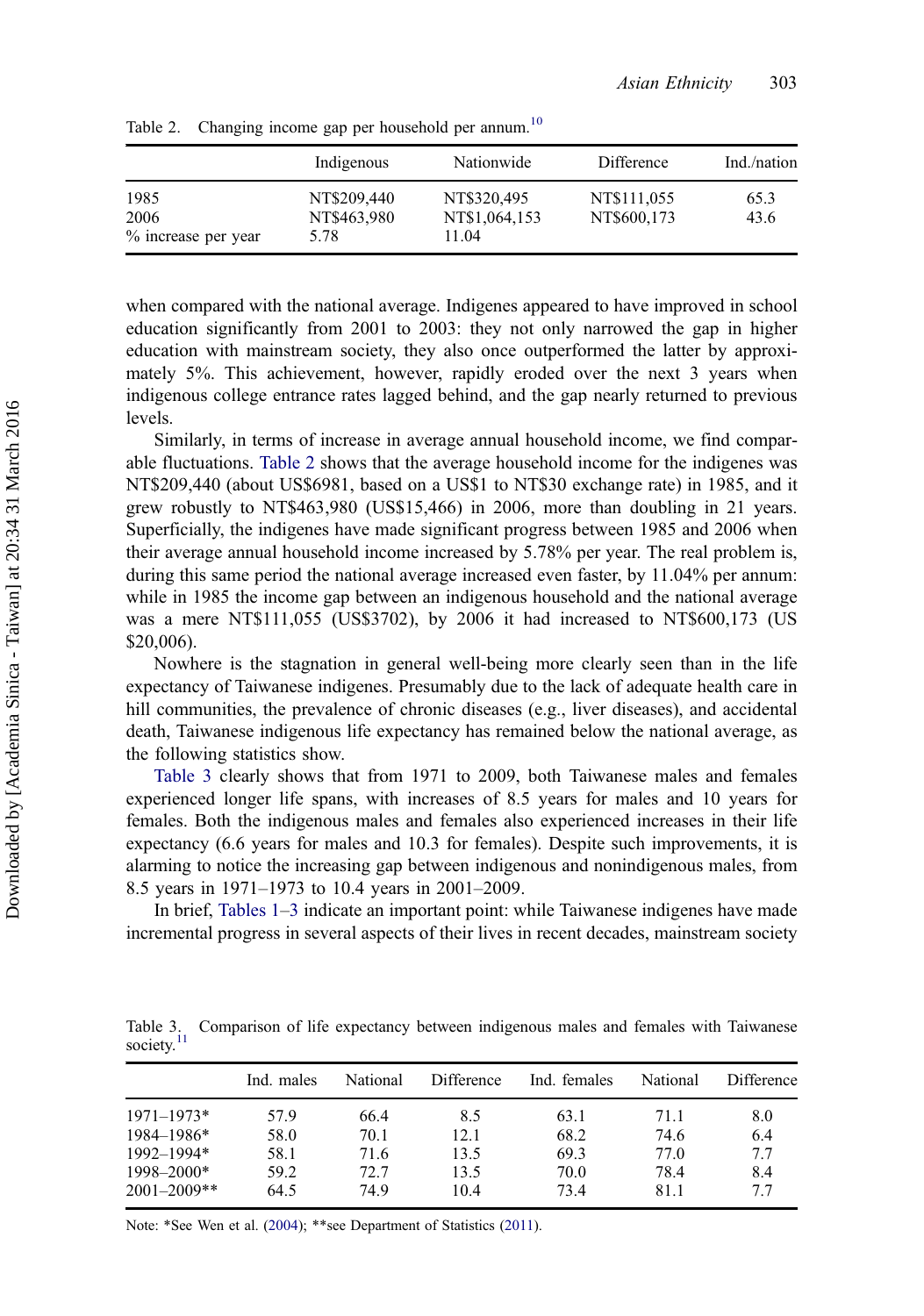Table 2. Changing income gap per household per annum.[10]

| | Indigenous | Nationwide | Difference | Ind./nation |
|---|---|---|---|---|
| 1985 | NT$209,440 | NT$320,495 | NT$111,055 | 65.3 |
| 2006 | NT$463,980 | NT$1,064,153 | NT$600,173 | 43.6 |
| % increase per year | 5.78 | 11.04 | | |

when compared with the national average. Indigenes appeared to have improved in school education significantly from 2001 to 2003: they not only narrowed the gap in higher education with mainstream society, they also once outperformed the latter by approximately 5%. This achievement, however, rapidly eroded over the next 3 years when indigenous college entrance rates lagged behind, and the gap nearly returned to previous levels.

Similarly, in terms of increase in average annual household income, we find comparable fluctuations. Table 2 shows that the average household income for the indigenes was NT$209,440 (about US$6981, based on a US$1 to NT$30 exchange rate) in 1985, and it grew robustly to NT$463,980 (US$15,466) in 2006, more than doubling in 21 years. Superficially, the indigenes have made significant progress between 1985 and 2006 when their average annual household income increased by 5.78% per year. The real problem is, during this same period the national average increased even faster, by 11.04% per annum: while in 1985 the income gap between an indigenous household and the national average was a mere NT$111,055 (US$3702), by 2006 it had increased to NT$600,173 (US $20,006).

Nowhere is the stagnation in general well-being more clearly seen than in the life expectancy of Taiwanese indigenes. Presumably due to the lack of adequate health care in hill communities, the prevalence of chronic diseases (e.g., liver diseases), and accidental death, Taiwanese indigenous life expectancy has remained below the national average, as the following statistics show.

Table 3 clearly shows that from 1971 to 2009, both Taiwanese males and females experienced longer life spans, with increases of 8.5 years for males and 10 years for females. Both the indigenous males and females also experienced increases in their life expectancy (6.6 years for males and 10.3 for females). Despite such improvements, it is alarming to notice the increasing gap between indigenous and nonindigenous males, from 8.5 years in 1971–1973 to 10.4 years in 2001–2009.

In brief, Tables 1–3 indicate an important point: while Taiwanese indigenes have made incremental progress in several aspects of their lives in recent decades, mainstream society

Table 3. Comparison of life expectancy between indigenous males and females with Taiwanese society.[11]

| | Ind. males | National | Difference | Ind. females | National | Difference |
|---|---|---|---|---|---|---|
| 1971–1973* | 57.9 | 66.4 | 8.5 | 63.1 | 71.1 | 8.0 |
| 1984–1986* | 58.0 | 70.1 | 12.1 | 68.2 | 74.6 | 6.4 |
| 1992–1994* | 58.1 | 71.6 | 13.5 | 69.3 | 77.0 | 7.7 |
| 1998–2000* | 59.2 | 72.7 | 13.5 | 70.0 | 78.4 | 8.4 |
| 2001–2009** | 64.5 | 74.9 | 10.4 | 73.4 | 81.1 | 7.7 |

Note: *See Wen et al. (2004); **see Department of Statistics (2011).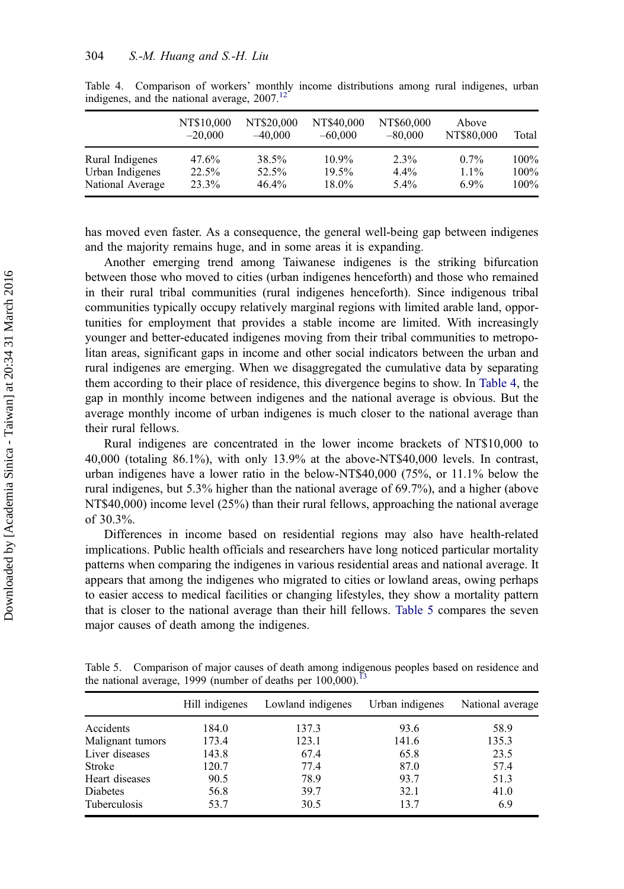Table 4. Comparison of workers' monthly income distributions among rural indigenes, urban indigenes, and the national average, 2007.[12]

| | NT$10,000 –20,000 | NT$20,000 –40,000 | NT$40,000 –60,000 | NT$60,000 –80,000 | Above NT$80,000 | Total |
|---|---|---|---|---|---|---|
| Rural Indigenes | 47.6% | 38.5% | 10.9% | 2.3% | 0.7% | 100% |
| Urban Indigenes | 22.5% | 52.5% | 19.5% | 4.4% | 1.1% | 100% |
| National Average | 23.3% | 46.4% | 18.0% | 5.4% | 6.9% | 100% |

has moved even faster. As a consequence, the general well-being gap between indigenes and the majority remains huge, and in some areas it is expanding.

Another emerging trend among Taiwanese indigenes is the striking bifurcation between those who moved to cities (urban indigenes henceforth) and those who remained in their rural tribal communities (rural indigenes henceforth). Since indigenous tribal communities typically occupy relatively marginal regions with limited arable land, opportunities for employment that provides a stable income are limited. With increasingly younger and better-educated indigenes moving from their tribal communities to metropolitan areas, significant gaps in income and other social indicators between the urban and rural indigenes are emerging. When we disaggregated the cumulative data by separating them according to their place of residence, this divergence begins to show. In Table 4, the gap in monthly income between indigenes and the national average is obvious. But the average monthly income of urban indigenes is much closer to the national average than their rural fellows.

Rural indigenes are concentrated in the lower income brackets of NT$10,000 to 40,000 (totaling 86.1%), with only 13.9% at the above-NT$40,000 levels. In contrast, urban indigenes have a lower ratio in the below-NT$40,000 (75%, or 11.1% below the rural indigenes, but 5.3% higher than the national average of 69.7%), and a higher (above NT$40,000) income level (25%) than their rural fellows, approaching the national average of 30.3%.

Differences in income based on residential regions may also have health-related implications. Public health officials and researchers have long noticed particular mortality patterns when comparing the indigenes in various residential areas and national average. It appears that among the indigenes who migrated to cities or lowland areas, owing perhaps to easier access to medical facilities or changing lifestyles, they show a mortality pattern that is closer to the national average than their hill fellows. Table 5 compares the seven major causes of death among the indigenes.

Table 5. Comparison of major causes of death among indigenous peoples based on residence and the national average, 1999 (number of deaths per 100,000).[13]

| | Hill indigenes | Lowland indigenes | Urban indigenes | National average |
|---|---|---|---|---|
| Accidents | 184.0 | 137.3 | 93.6 | 58.9 |
| Malignant tumors | 173.4 | 123.1 | 141.6 | 135.3 |
| Liver diseases | 143.8 | 67.4 | 65.8 | 23.5 |
| Stroke | 120.7 | 77.4 | 87.0 | 57.4 |
| Heart diseases | 90.5 | 78.9 | 93.7 | 51.3 |
| Diabetes | 56.8 | 39.7 | 32.1 | 41.0 |
| Tuberculosis | 53.7 | 30.5 | 13.7 | 6.9 |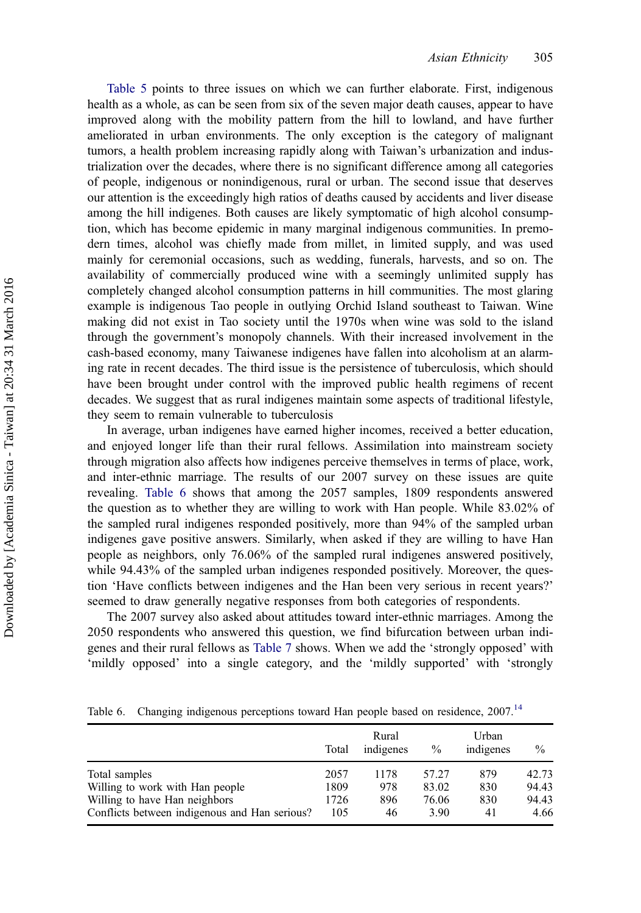Table 5 points to three issues on which we can further elaborate. First, indigenous health as a whole, as can be seen from six of the seven major death causes, appear to have improved along with the mobility pattern from the hill to lowland, and have further ameliorated in urban environments. The only exception is the category of malignant tumors, a health problem increasing rapidly along with Taiwan's urbanization and industrialization over the decades, where there is no significant difference among all categories of people, indigenous or nonindigenous, rural or urban. The second issue that deserves our attention is the exceedingly high ratios of deaths caused by accidents and liver disease among the hill indigenes. Both causes are likely symptomatic of high alcohol consumption, which has become epidemic in many marginal indigenous communities. In premodern times, alcohol was chiefly made from millet, in limited supply, and was used mainly for ceremonial occasions, such as wedding, funerals, harvests, and so on. The availability of commercially produced wine with a seemingly unlimited supply has completely changed alcohol consumption patterns in hill communities. The most glaring example is indigenous Tao people in outlying Orchid Island southeast to Taiwan. Wine making did not exist in Tao society until the 1970s when wine was sold to the island through the government's monopoly channels. With their increased involvement in the cash-based economy, many Taiwanese indigenes have fallen into alcoholism at an alarming rate in recent decades. The third issue is the persistence of tuberculosis, which should have been brought under control with the improved public health regimens of recent decades. We suggest that as rural indigenes maintain some aspects of traditional lifestyle, they seem to remain vulnerable to tuberculosis

In average, urban indigenes have earned higher incomes, received a better education, and enjoyed longer life than their rural fellows. Assimilation into mainstream society through migration also affects how indigenes perceive themselves in terms of place, work, and inter-ethnic marriage. The results of our 2007 survey on these issues are quite revealing. Table 6 shows that among the 2057 samples, 1809 respondents answered the question as to whether they are willing to work with Han people. While 83.02% of the sampled rural indigenes responded positively, more than 94% of the sampled urban indigenes gave positive answers. Similarly, when asked if they are willing to have Han people as neighbors, only 76.06% of the sampled rural indigenes answered positively, while 94.43% of the sampled urban indigenes responded positively. Moreover, the question 'Have conflicts between indigenes and the Han been very serious in recent years?' seemed to draw generally negative responses from both categories of respondents.

The 2007 survey also asked about attitudes toward inter-ethnic marriages. Among the 2050 respondents who answered this question, we find bifurcation between urban indigenes and their rural fellows as Table 7 shows. When we add the 'strongly opposed' with 'mildly opposed' into a single category, and the 'mildly supported' with 'strongly

Table 6. Changing indigenous perceptions toward Han people based on residence, 2007.[14]

| | Total | Rural indigenes | % | Urban indigenes | % |
|---|---|---|---|---|---|
| Total samples | 2057 | 1178 | 57.27 | 879 | 42.73 |
| Willing to work with Han people | 1809 | 978 | 83.02 | 830 | 94.43 |
| Willing to have Han neighbors | 1726 | 896 | 76.06 | 830 | 94.43 |
| Conflicts between indigenous and Han serious? | 105 | 46 | 3.90 | 41 | 4.66 |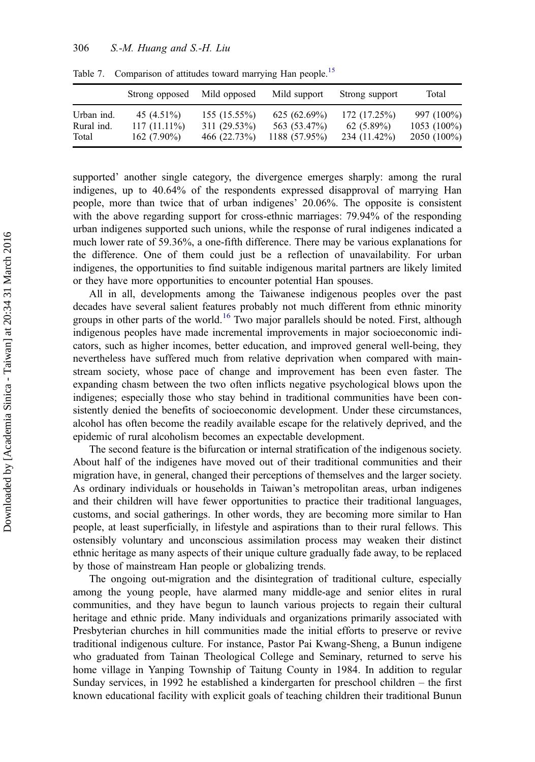Table 7. Comparison of attitudes toward marrying Han people.[15]

| | Strong opposed | Mild opposed | Mild support | Strong support | Total |
|---|---|---|---|---|---|
| Urban ind. | 45 (4.51%) | 155 (15.55%) | 625 (62.69%) | 172 (17.25%) | 997 (100%) |
| Rural ind. | 117 (11.11%) | 311 (29.53%) | 563 (53.47%) | 62 (5.89%) | 1053 (100%) |
| Total | 162 (7.90%) | 466 (22.73%) | 1188 (57.95%) | 234 (11.42%) | 2050 (100%) |

supported' another single category, the divergence emerges sharply: among the rural indigenes, up to 40.64% of the respondents expressed disapproval of marrying Han people, more than twice that of urban indigenes' 20.06%. The opposite is consistent with the above regarding support for cross-ethnic marriages: 79.94% of the responding urban indigenes supported such unions, while the response of rural indigenes indicated a much lower rate of 59.36%, a one-fifth difference. There may be various explanations for the difference. One of them could just be a reflection of unavailability. For urban indigenes, the opportunities to find suitable indigenous marital partners are likely limited or they have more opportunities to encounter potential Han spouses.

All in all, developments among the Taiwanese indigenous peoples over the past decades have several salient features probably not much different from ethnic minority groups in other parts of the world.[16] Two major parallels should be noted. First, although indigenous peoples have made incremental improvements in major socioeconomic indicators, such as higher incomes, better education, and improved general well-being, they nevertheless have suffered much from relative deprivation when compared with mainstream society, whose pace of change and improvement has been even faster. The expanding chasm between the two often inflicts negative psychological blows upon the indigenes; especially those who stay behind in traditional communities have been consistently denied the benefits of socioeconomic development. Under these circumstances, alcohol has often become the readily available escape for the relatively deprived, and the epidemic of rural alcoholism becomes an expectable development.

The second feature is the bifurcation or internal stratification of the indigenous society. About half of the indigenes have moved out of their traditional communities and their migration have, in general, changed their perceptions of themselves and the larger society. As ordinary individuals or households in Taiwan's metropolitan areas, urban indigenes and their children will have fewer opportunities to practice their traditional languages, customs, and social gatherings. In other words, they are becoming more similar to Han people, at least superficially, in lifestyle and aspirations than to their rural fellows. This ostensibly voluntary and unconscious assimilation process may weaken their distinct ethnic heritage as many aspects of their unique culture gradually fade away, to be replaced by those of mainstream Han people or globalizing trends.

The ongoing out-migration and the disintegration of traditional culture, especially among the young people, have alarmed many middle-age and senior elites in rural communities, and they have begun to launch various projects to regain their cultural heritage and ethnic pride. Many individuals and organizations primarily associated with Presbyterian churches in hill communities made the initial efforts to preserve or revive traditional indigenous culture. For instance, Pastor Pai Kwang-Sheng, a Bunun indigene who graduated from Tainan Theological College and Seminary, returned to serve his home village in Yanping Township of Taitung County in 1984. In addition to regular Sunday services, in 1992 he established a kindergarten for preschool children – the first known educational facility with explicit goals of teaching children their traditional Bunun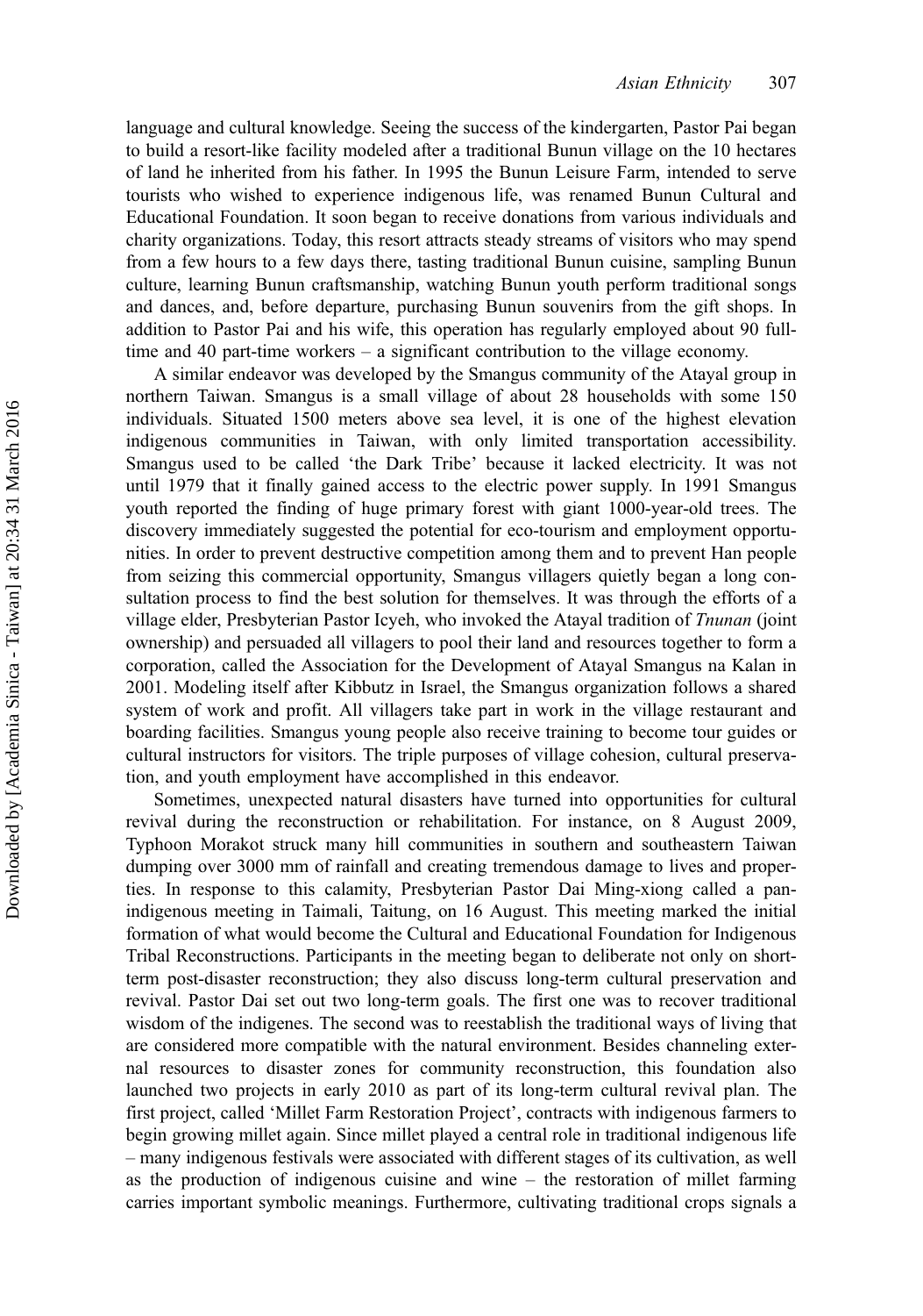language and cultural knowledge. Seeing the success of the kindergarten, Pastor Pai began to build a resort-like facility modeled after a traditional Bunun village on the 10 hectares of land he inherited from his father. In 1995 the Bunun Leisure Farm, intended to serve tourists who wished to experience indigenous life, was renamed Bunun Cultural and Educational Foundation. It soon began to receive donations from various individuals and charity organizations. Today, this resort attracts steady streams of visitors who may spend from a few hours to a few days there, tasting traditional Bunun cuisine, sampling Bunun culture, learning Bunun craftsmanship, watching Bunun youth perform traditional songs and dances, and, before departure, purchasing Bunun souvenirs from the gift shops. In addition to Pastor Pai and his wife, this operation has regularly employed about 90 full-time and 40 part-time workers – a significant contribution to the village economy.

A similar endeavor was developed by the Smangus community of the Atayal group in northern Taiwan. Smangus is a small village of about 28 households with some 150 individuals. Situated 1500 meters above sea level, it is one of the highest elevation indigenous communities in Taiwan, with only limited transportation accessibility. Smangus used to be called 'the Dark Tribe' because it lacked electricity. It was not until 1979 that it finally gained access to the electric power supply. In 1991 Smangus youth reported the finding of huge primary forest with giant 1000-year-old trees. The discovery immediately suggested the potential for eco-tourism and employment opportunities. In order to prevent destructive competition among them and to prevent Han people from seizing this commercial opportunity, Smangus villagers quietly began a long consultation process to find the best solution for themselves. It was through the efforts of a village elder, Presbyterian Pastor Icyeh, who invoked the Atayal tradition of *Tnunan* (joint ownership) and persuaded all villagers to pool their land and resources together to form a corporation, called the Association for the Development of Atayal Smangus na Kalan in 2001. Modeling itself after Kibbutz in Israel, the Smangus organization follows a shared system of work and profit. All villagers take part in work in the village restaurant and boarding facilities. Smangus young people also receive training to become tour guides or cultural instructors for visitors. The triple purposes of village cohesion, cultural preservation, and youth employment have accomplished in this endeavor.

Sometimes, unexpected natural disasters have turned into opportunities for cultural revival during the reconstruction or rehabilitation. For instance, on 8 August 2009, Typhoon Morakot struck many hill communities in southern and southeastern Taiwan dumping over 3000 mm of rainfall and creating tremendous damage to lives and properties. In response to this calamity, Presbyterian Pastor Dai Ming-xiong called a pan-indigenous meeting in Taimali, Taitung, on 16 August. This meeting marked the initial formation of what would become the Cultural and Educational Foundation for Indigenous Tribal Reconstructions. Participants in the meeting began to deliberate not only on short-term post-disaster reconstruction; they also discuss long-term cultural preservation and revival. Pastor Dai set out two long-term goals. The first one was to recover traditional wisdom of the indigenes. The second was to reestablish the traditional ways of living that are considered more compatible with the natural environment. Besides channeling external resources to disaster zones for community reconstruction, this foundation also launched two projects in early 2010 as part of its long-term cultural revival plan. The first project, called 'Millet Farm Restoration Project', contracts with indigenous farmers to begin growing millet again. Since millet played a central role in traditional indigenous life – many indigenous festivals were associated with different stages of its cultivation, as well as the production of indigenous cuisine and wine – the restoration of millet farming carries important symbolic meanings. Furthermore, cultivating traditional crops signals a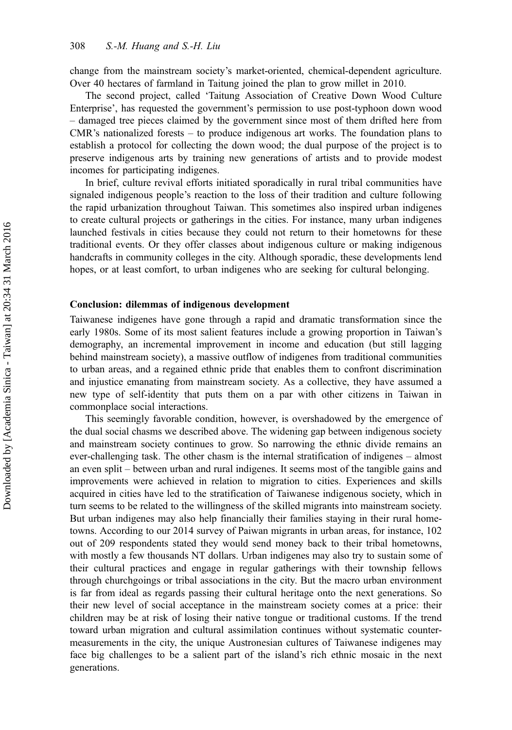change from the mainstream society's market-oriented, chemical-dependent agriculture. Over 40 hectares of farmland in Taitung joined the plan to grow millet in 2010.

The second project, called 'Taitung Association of Creative Down Wood Culture Enterprise', has requested the government's permission to use post-typhoon down wood – damaged tree pieces claimed by the government since most of them drifted here from CMR's nationalized forests – to produce indigenous art works. The foundation plans to establish a protocol for collecting the down wood; the dual purpose of the project is to preserve indigenous arts by training new generations of artists and to provide modest incomes for participating indigenes.

In brief, culture revival efforts initiated sporadically in rural tribal communities have signaled indigenous people's reaction to the loss of their tradition and culture following the rapid urbanization throughout Taiwan. This sometimes also inspired urban indigenes to create cultural projects or gatherings in the cities. For instance, many urban indigenes launched festivals in cities because they could not return to their hometowns for these traditional events. Or they offer classes about indigenous culture or making indigenous handcrafts in community colleges in the city. Although sporadic, these developments lend hopes, or at least comfort, to urban indigenes who are seeking for cultural belonging.

## Conclusion: dilemmas of indigenous development

Taiwanese indigenes have gone through a rapid and dramatic transformation since the early 1980s. Some of its most salient features include a growing proportion in Taiwan's demography, an incremental improvement in income and education (but still lagging behind mainstream society), a massive outflow of indigenes from traditional communities to urban areas, and a regained ethnic pride that enables them to confront discrimination and injustice emanating from mainstream society. As a collective, they have assumed a new type of self-identity that puts them on a par with other citizens in Taiwan in commonplace social interactions.

This seemingly favorable condition, however, is overshadowed by the emergence of the dual social chasms we described above. The widening gap between indigenous society and mainstream society continues to grow. So narrowing the ethnic divide remains an ever-challenging task. The other chasm is the internal stratification of indigenes – almost an even split – between urban and rural indigenes. It seems most of the tangible gains and improvements were achieved in relation to migration to cities. Experiences and skills acquired in cities have led to the stratification of Taiwanese indigenous society, which in turn seems to be related to the willingness of the skilled migrants into mainstream society. But urban indigenes may also help financially their families staying in their rural hometowns. According to our 2014 survey of Paiwan migrants in urban areas, for instance, 102 out of 209 respondents stated they would send money back to their tribal hometowns, with mostly a few thousands NT dollars. Urban indigenes may also try to sustain some of their cultural practices and engage in regular gatherings with their township fellows through churchgoings or tribal associations in the city. But the macro urban environment is far from ideal as regards passing their cultural heritage onto the next generations. So their new level of social acceptance in the mainstream society comes at a price: their children may be at risk of losing their native tongue or traditional customs. If the trend toward urban migration and cultural assimilation continues without systematic countermeasurements in the city, the unique Austronesian cultures of Taiwanese indigenes may face big challenges to be a salient part of the island's rich ethnic mosaic in the next generations.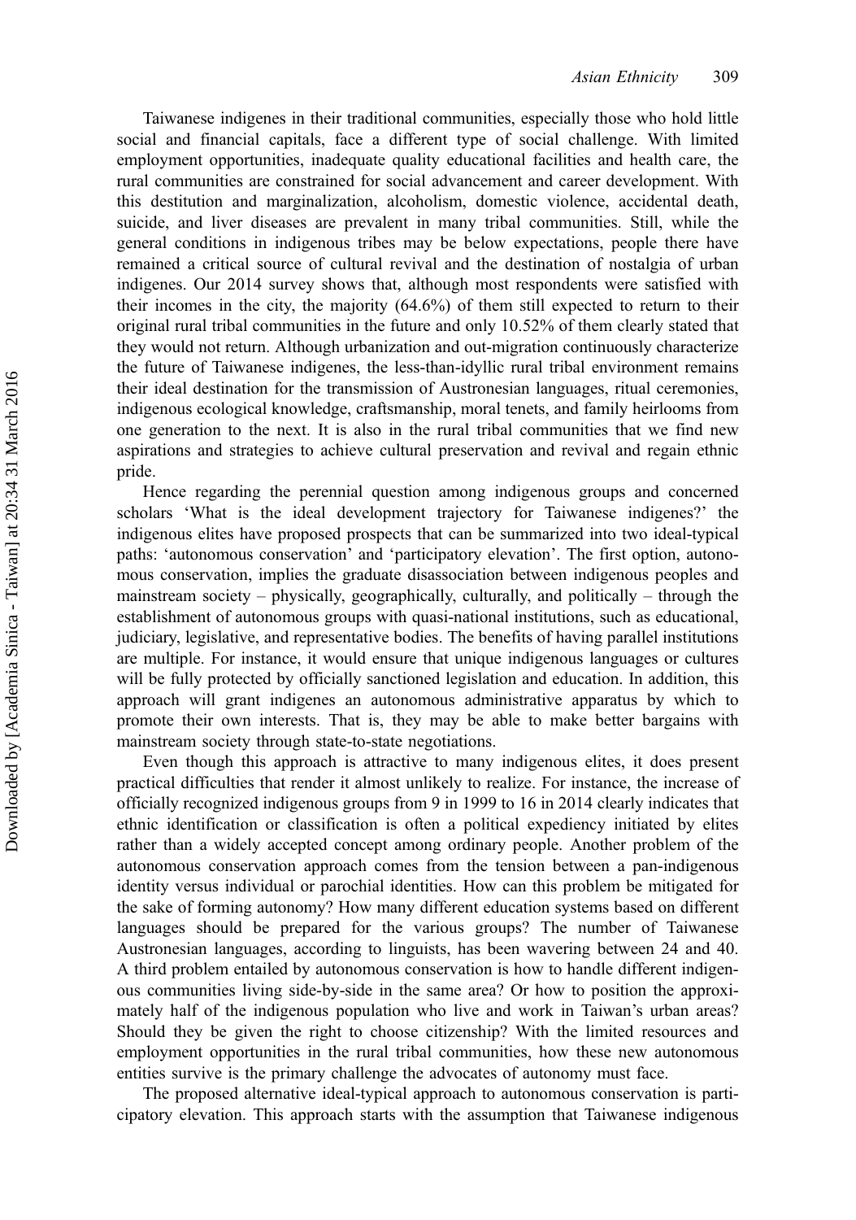Taiwanese indigenes in their traditional communities, especially those who hold little social and financial capitals, face a different type of social challenge. With limited employment opportunities, inadequate quality educational facilities and health care, the rural communities are constrained for social advancement and career development. With this destitution and marginalization, alcoholism, domestic violence, accidental death, suicide, and liver diseases are prevalent in many tribal communities. Still, while the general conditions in indigenous tribes may be below expectations, people there have remained a critical source of cultural revival and the destination of nostalgia of urban indigenes. Our 2014 survey shows that, although most respondents were satisfied with their incomes in the city, the majority (64.6%) of them still expected to return to their original rural tribal communities in the future and only 10.52% of them clearly stated that they would not return. Although urbanization and out-migration continuously characterize the future of Taiwanese indigenes, the less-than-idyllic rural tribal environment remains their ideal destination for the transmission of Austronesian languages, ritual ceremonies, indigenous ecological knowledge, craftsmanship, moral tenets, and family heirlooms from one generation to the next. It is also in the rural tribal communities that we find new aspirations and strategies to achieve cultural preservation and revival and regain ethnic pride.

Hence regarding the perennial question among indigenous groups and concerned scholars 'What is the ideal development trajectory for Taiwanese indigenes?' the indigenous elites have proposed prospects that can be summarized into two ideal-typical paths: 'autonomous conservation' and 'participatory elevation'. The first option, autonomous conservation, implies the graduate disassociation between indigenous peoples and mainstream society – physically, geographically, culturally, and politically – through the establishment of autonomous groups with quasi-national institutions, such as educational, judiciary, legislative, and representative bodies. The benefits of having parallel institutions are multiple. For instance, it would ensure that unique indigenous languages or cultures will be fully protected by officially sanctioned legislation and education. In addition, this approach will grant indigenes an autonomous administrative apparatus by which to promote their own interests. That is, they may be able to make better bargains with mainstream society through state-to-state negotiations.

Even though this approach is attractive to many indigenous elites, it does present practical difficulties that render it almost unlikely to realize. For instance, the increase of officially recognized indigenous groups from 9 in 1999 to 16 in 2014 clearly indicates that ethnic identification or classification is often a political expediency initiated by elites rather than a widely accepted concept among ordinary people. Another problem of the autonomous conservation approach comes from the tension between a pan-indigenous identity versus individual or parochial identities. How can this problem be mitigated for the sake of forming autonomy? How many different education systems based on different languages should be prepared for the various groups? The number of Taiwanese Austronesian languages, according to linguists, has been wavering between 24 and 40. A third problem entailed by autonomous conservation is how to handle different indigenous communities living side-by-side in the same area? Or how to position the approximately half of the indigenous population who live and work in Taiwan's urban areas? Should they be given the right to choose citizenship? With the limited resources and employment opportunities in the rural tribal communities, how these new autonomous entities survive is the primary challenge the advocates of autonomy must face.

The proposed alternative ideal-typical approach to autonomous conservation is participatory elevation. This approach starts with the assumption that Taiwanese indigenous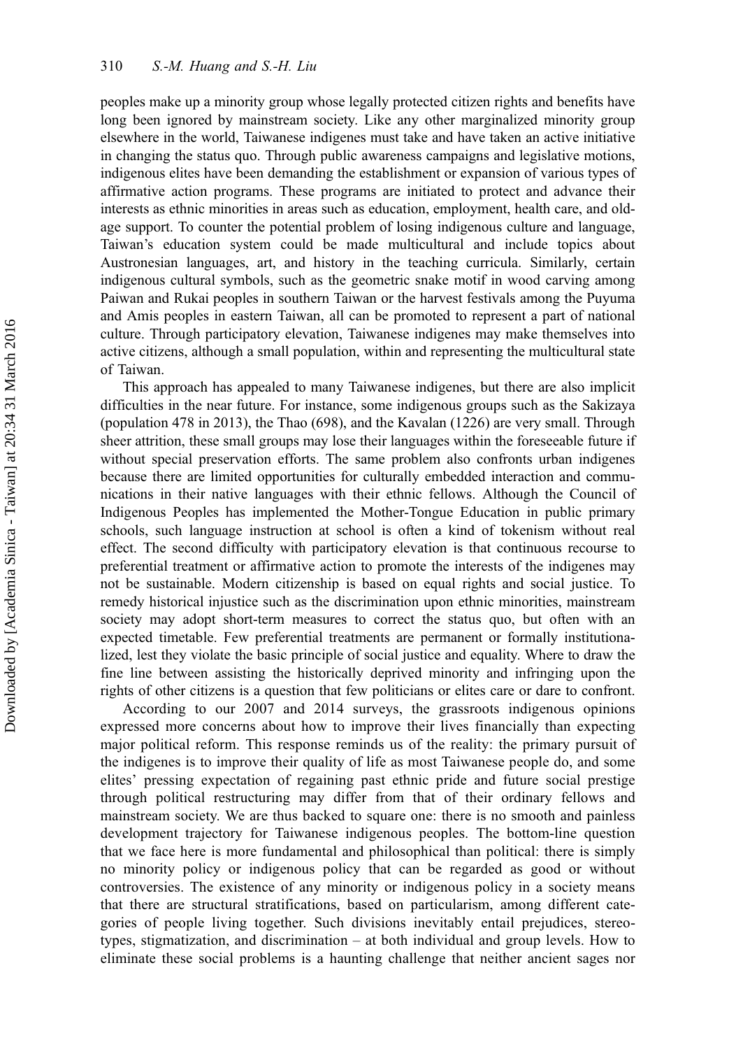peoples make up a minority group whose legally protected citizen rights and benefits have long been ignored by mainstream society. Like any other marginalized minority group elsewhere in the world, Taiwanese indigenes must take and have taken an active initiative in changing the status quo. Through public awareness campaigns and legislative motions, indigenous elites have been demanding the establishment or expansion of various types of affirmative action programs. These programs are initiated to protect and advance their interests as ethnic minorities in areas such as education, employment, health care, and old-age support. To counter the potential problem of losing indigenous culture and language, Taiwan's education system could be made multicultural and include topics about Austronesian languages, art, and history in the teaching curricula. Similarly, certain indigenous cultural symbols, such as the geometric snake motif in wood carving among Paiwan and Rukai peoples in southern Taiwan or the harvest festivals among the Puyuma and Amis peoples in eastern Taiwan, all can be promoted to represent a part of national culture. Through participatory elevation, Taiwanese indigenes may make themselves into active citizens, although a small population, within and representing the multicultural state of Taiwan.

This approach has appealed to many Taiwanese indigenes, but there are also implicit difficulties in the near future. For instance, some indigenous groups such as the Sakizaya (population 478 in 2013), the Thao (698), and the Kavalan (1226) are very small. Through sheer attrition, these small groups may lose their languages within the foreseeable future if without special preservation efforts. The same problem also confronts urban indigenes because there are limited opportunities for culturally embedded interaction and communications in their native languages with their ethnic fellows. Although the Council of Indigenous Peoples has implemented the Mother-Tongue Education in public primary schools, such language instruction at school is often a kind of tokenism without real effect. The second difficulty with participatory elevation is that continuous recourse to preferential treatment or affirmative action to promote the interests of the indigenes may not be sustainable. Modern citizenship is based on equal rights and social justice. To remedy historical injustice such as the discrimination upon ethnic minorities, mainstream society may adopt short-term measures to correct the status quo, but often with an expected timetable. Few preferential treatments are permanent or formally institutionalized, lest they violate the basic principle of social justice and equality. Where to draw the fine line between assisting the historically deprived minority and infringing upon the rights of other citizens is a question that few politicians or elites care or dare to confront.

According to our 2007 and 2014 surveys, the grassroots indigenous opinions expressed more concerns about how to improve their lives financially than expecting major political reform. This response reminds us of the reality: the primary pursuit of the indigenes is to improve their quality of life as most Taiwanese people do, and some elites' pressing expectation of regaining past ethnic pride and future social prestige through political restructuring may differ from that of their ordinary fellows and mainstream society. We are thus backed to square one: there is no smooth and painless development trajectory for Taiwanese indigenous peoples. The bottom-line question that we face here is more fundamental and philosophical than political: there is simply no minority policy or indigenous policy that can be regarded as good or without controversies. The existence of any minority or indigenous policy in a society means that there are structural stratifications, based on particularism, among different categories of people living together. Such divisions inevitably entail prejudices, stereotypes, stigmatization, and discrimination – at both individual and group levels. How to eliminate these social problems is a haunting challenge that neither ancient sages nor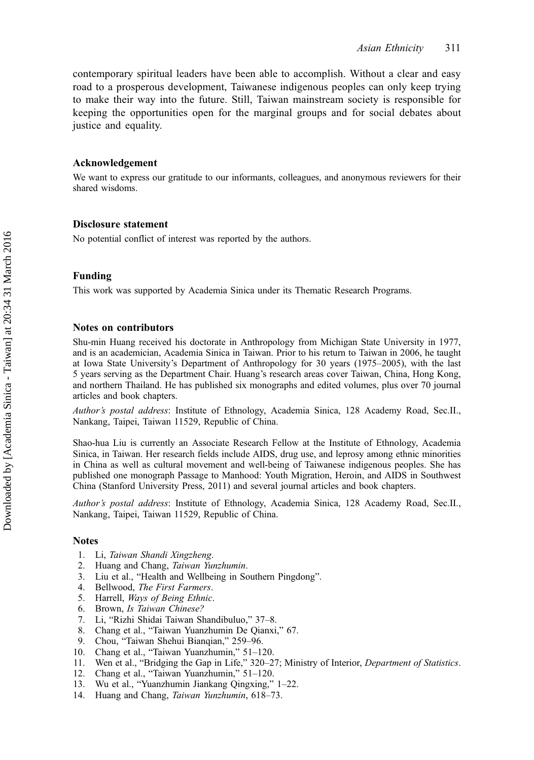contemporary spiritual leaders have been able to accomplish. Without a clear and easy road to a prosperous development, Taiwanese indigenous peoples can only keep trying to make their way into the future. Still, Taiwan mainstream society is responsible for keeping the opportunities open for the marginal groups and for social debates about justice and equality.

### Acknowledgement

We want to express our gratitude to our informants, colleagues, and anonymous reviewers for their shared wisdoms.

### Disclosure statement

No potential conflict of interest was reported by the authors.

### Funding

This work was supported by Academia Sinica under its Thematic Research Programs.

### Notes on contributors

Shu-min Huang received his doctorate in Anthropology from Michigan State University in 1977, and is an academician, Academia Sinica in Taiwan. Prior to his return to Taiwan in 2006, he taught at Iowa State University's Department of Anthropology for 30 years (1975–2005), with the last 5 years serving as the Department Chair. Huang's research areas cover Taiwan, China, Hong Kong, and northern Thailand. He has published six monographs and edited volumes, plus over 70 journal articles and book chapters.

*Author's postal address*: Institute of Ethnology, Academia Sinica, 128 Academy Road, Sec.II., Nankang, Taipei, Taiwan 11529, Republic of China.

Shao-hua Liu is currently an Associate Research Fellow at the Institute of Ethnology, Academia Sinica, in Taiwan. Her research fields include AIDS, drug use, and leprosy among ethnic minorities in China as well as cultural movement and well-being of Taiwanese indigenous peoples. She has published one monograph Passage to Manhood: Youth Migration, Heroin, and AIDS in Southwest China (Stanford University Press, 2011) and several journal articles and book chapters.

*Author's postal address*: Institute of Ethnology, Academia Sinica, 128 Academy Road, Sec.II., Nankang, Taipei, Taiwan 11529, Republic of China.

### Notes

1. Li, *Taiwan Shandi Xingzheng*.
2. Huang and Chang, *Taiwan Yunzhumin*.
3. Liu et al., "Health and Wellbeing in Southern Pingdong".
4. Bellwood, *The First Farmers*.
5. Harrell, *Ways of Being Ethnic*.
6. Brown, *Is Taiwan Chinese?*
7. Li, "Rizhi Shidai Taiwan Shandibuluo," 37–8.
8. Chang et al., "Taiwan Yuanzhumin De Qianxi," 67.
9. Chou, "Taiwan Shehui Bianqian," 259–96.
10. Chang et al., "Taiwan Yuanzhumin," 51–120.
11. Wen et al., "Bridging the Gap in Life," 320–27; Ministry of Interior, *Department of Statistics*.
12. Chang et al., "Taiwan Yuanzhumin," 51–120.
13. Wu et al., "Yuanzhumin Jiankang Qingxing," 1–22.
14. Huang and Chang, *Taiwan Yunzhumin*, 618–73.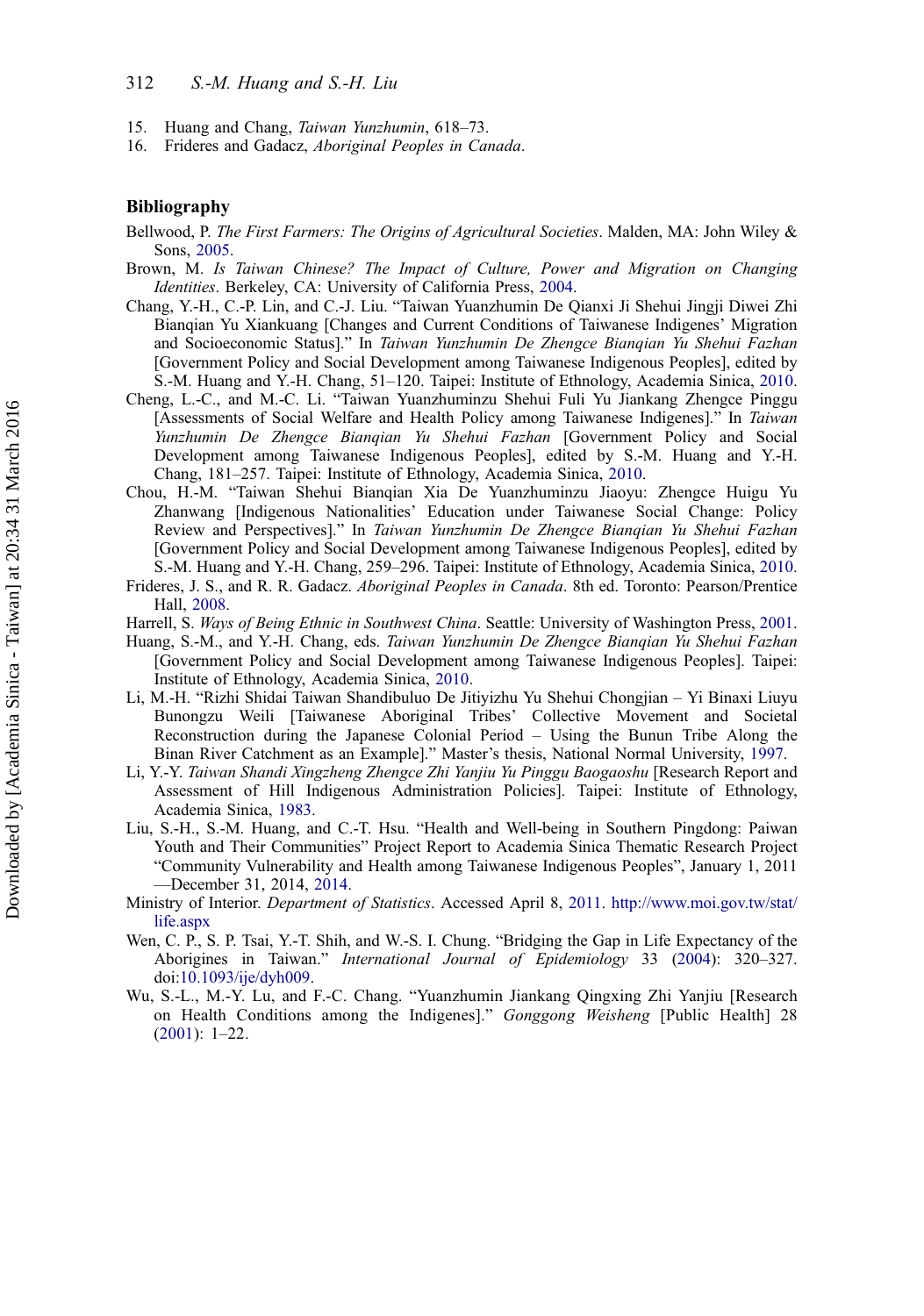15. Huang and Chang, *Taiwan Yunzhumin*, 618–73.
16. Frideres and Gadacz, *Aboriginal Peoples in Canada*.

## Bibliography

Bellwood, P. *The First Farmers: The Origins of Agricultural Societies*. Malden, MA: John Wiley & Sons, 2005.

Brown, M. *Is Taiwan Chinese? The Impact of Culture, Power and Migration on Changing Identities*. Berkeley, CA: University of California Press, 2004.

Chang, Y.-H., C.-P. Lin, and C.-J. Liu. "Taiwan Yuanzhumin De Qianxi Ji Shehui Jingji Diwei Zhi Bianqian Yu Xiankuang [Changes and Current Conditions of Taiwanese Indigenes' Migration and Socioeconomic Status]." In *Taiwan Yunzhumin De Zhengce Bianqian Yu Shehui Fazhan* [Government Policy and Social Development among Taiwanese Indigenous Peoples], edited by S.-M. Huang and Y.-H. Chang, 51–120. Taipei: Institute of Ethnology, Academia Sinica, 2010.

Cheng, L.-C., and M.-C. Li. "Taiwan Yuanzhuminzu Shehui Fuli Yu Jiankang Zhengce Pinggu [Assessments of Social Welfare and Health Policy among Taiwanese Indigenes]." In *Taiwan Yunzhumin De Zhengce Bianqian Yu Shehui Fazhan* [Government Policy and Social Development among Taiwanese Indigenous Peoples], edited by S.-M. Huang and Y.-H. Chang, 181–257. Taipei: Institute of Ethnology, Academia Sinica, 2010.

Chou, H.-M. "Taiwan Shehui Bianqian Xia De Yuanzhuminzu Jiaoyu: Zhengce Huigu Yu Zhanwang [Indigenous Nationalities' Education under Taiwanese Social Change: Policy Review and Perspectives]." In *Taiwan Yunzhumin De Zhengce Bianqian Yu Shehui Fazhan* [Government Policy and Social Development among Taiwanese Indigenous Peoples], edited by S.-M. Huang and Y.-H. Chang, 259–296. Taipei: Institute of Ethnology, Academia Sinica, 2010.

Frideres, J. S., and R. R. Gadacz. *Aboriginal Peoples in Canada*. 8th ed. Toronto: Pearson/Prentice Hall, 2008.

Harrell, S. *Ways of Being Ethnic in Southwest China*. Seattle: University of Washington Press, 2001.

Huang, S.-M., and Y.-H. Chang, eds. *Taiwan Yunzhumin De Zhengce Bianqian Yu Shehui Fazhan* [Government Policy and Social Development among Taiwanese Indigenous Peoples]. Taipei: Institute of Ethnology, Academia Sinica, 2010.

Li, M.-H. "Rizhi Shidai Taiwan Shandibuluo De Jitiyizhu Yu Shehui Chongjian – Yi Binaxi Liuyu Bunongzu Weili [Taiwanese Aboriginal Tribes' Collective Movement and Societal Reconstruction during the Japanese Colonial Period – Using the Bunun Tribe Along the Binan River Catchment as an Example]." Master's thesis, National Normal University, 1997.

Li, Y.-Y. *Taiwan Shandi Xingzheng Zhengce Zhi Yanjiu Yu Pinggu Baogaoshu* [Research Report and Assessment of Hill Indigenous Administration Policies]. Taipei: Institute of Ethnology, Academia Sinica, 1983.

Liu, S.-H., S.-M. Huang, and C.-T. Hsu. "Health and Well-being in Southern Pingdong: Paiwan Youth and Their Communities" Project Report to Academia Sinica Thematic Research Project "Community Vulnerability and Health among Taiwanese Indigenous Peoples", January 1, 2011—December 31, 2014, 2014.

Ministry of Interior. *Department of Statistics*. Accessed April 8, 2011. http://www.moi.gov.tw/stat/life.aspx

Wen, C. P., S. P. Tsai, Y.-T. Shih, and W.-S. I. Chung. "Bridging the Gap in Life Expectancy of the Aborigines in Taiwan." *International Journal of Epidemiology* 33 (2004): 320–327. doi:10.1093/ije/dyh009.

Wu, S.-L., M.-Y. Lu, and F.-C. Chang. "Yuanzhumin Jiankang Qingxing Zhi Yanjiu [Research on Health Conditions among the Indigenes]." *Gonggong Weisheng* [Public Health] 28 (2001): 1–22.